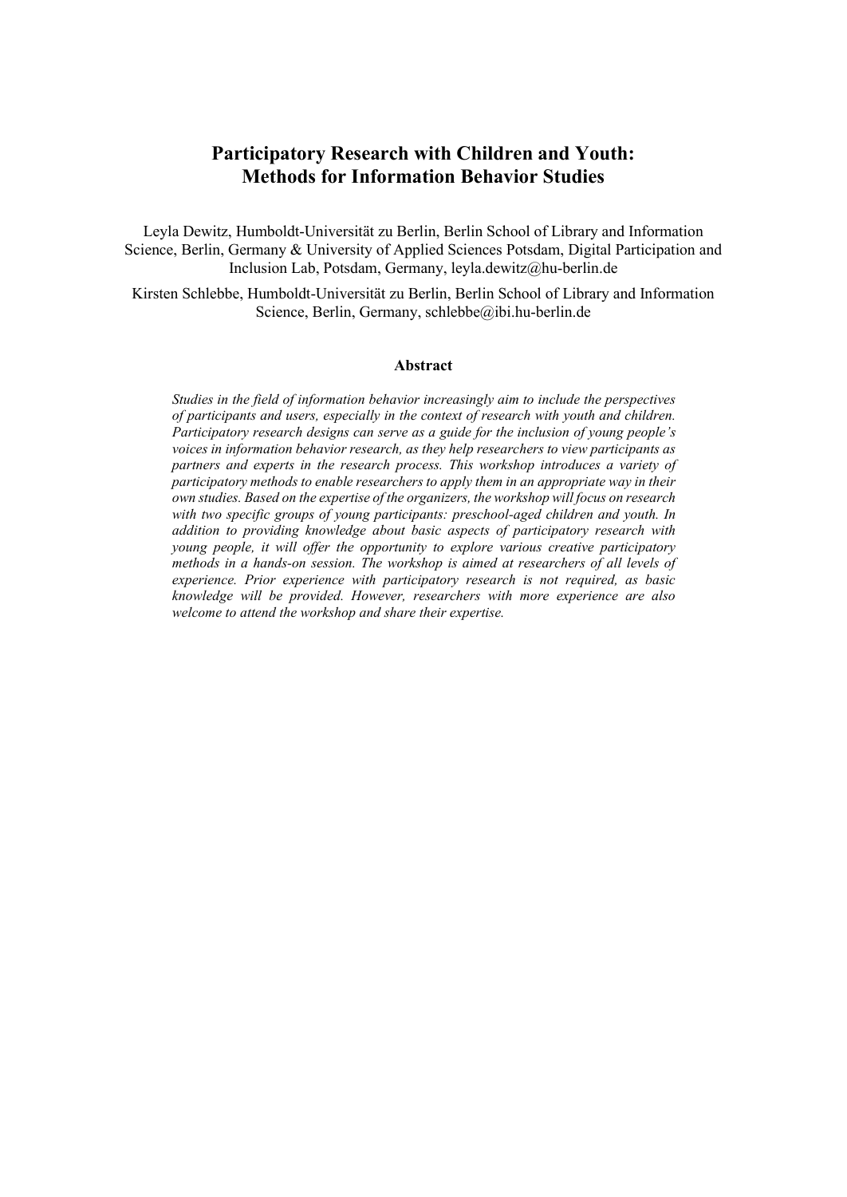# Participatory Research with Children and Youth: Methods for Information Behavior Studies

Leyla Dewitz, Humboldt-Universität zu Berlin, Berlin School of Library and Information Science, Berlin, Germany & University of Applied Sciences Potsdam, Digital Participation and Inclusion Lab, Potsdam, Germany, leyla.dewitz@hu-berlin.de

Kirsten Schlebbe, Humboldt-Universität zu Berlin, Berlin School of Library and Information Science, Berlin, Germany, schlebbe@ibi.hu-berlin.de

### Abstract

*Studies in the field of information behavior increasingly aim to include the perspectives of participants and users, especially in the context of research with youth and children. Participatory research designs can serve as a guide for the inclusion of young people's voices in information behavior research, as they help researchers to view participants as partners and experts in the research process. This workshop introduces a variety of participatory methods to enable researchers to apply them in an appropriate way in their own studies. Based on the expertise of the organizers, the workshop will focus on research with two specific groups of young participants: preschool-aged children and youth. In addition to providing knowledge about basic aspects of participatory research with young people, it will offer the opportunity to explore various creative participatory methods in a hands-on session. The workshop is aimed at researchers of all levels of experience. Prior experience with participatory research is not required, as basic knowledge will be provided. However, researchers with more experience are also welcome to attend the workshop and share their expertise.*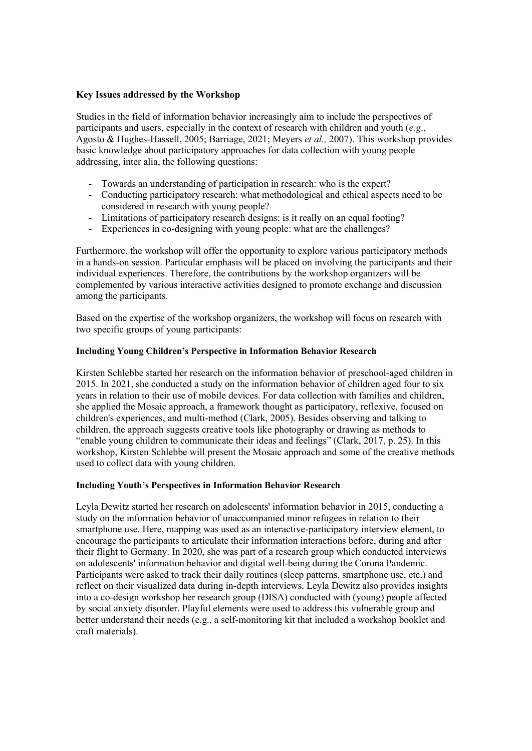**Key Issues addressed by the Workshop**

Studies in the field of information behavior increasingly aim to include the perspectives of participants and users, especially in the context of research with children and youth (*e.g*., Agosto & Hughes-Hassell, 2005; Barriage, 2021; Meyers *et al.,* 2007). This workshop provides basic knowledge about participatory approaches for data collection with young people addressing, inter alia, the following questions:

- Towards an understanding of participation in research: who is the expert?
- Conducting participatory research: what methodological and ethical aspects need to be considered in research with young people?
- Limitations of participatory research designs: is it really on an equal footing?
- Experiences in co-designing with young people: what are the challenges?

Furthermore, the workshop will offer the opportunity to explore various participatory methods in a hands-on session. Particular emphasis will be placed on involving the participants and their individual experiences. Therefore, the contributions by the workshop organizers will be complemented by various interactive activities designed to promote exchange and discussion among the participants.

Based on the expertise of the workshop organizers, the workshop will focus on research with two specific groups of young participants:

**Including Young Children's Perspective in Information Behavior Research**

Kirsten Schlebbe started her research on the information behavior of preschool-aged children in 2015. In 2021, she conducted a study on the information behavior of children aged four to six years in relation to their use of mobile devices. For data collection with families and children, she applied the Mosaic approach, a framework thought as participatory, reflexive, focused on children's experiences, and multi-method (Clark, 2005). Besides observing and talking to children, the approach suggests creative tools like photography or drawing as methods to "enable young children to communicate their ideas and feelings" (Clark, 2017, p. 25). In this workshop, Kirsten Schlebbe will present the Mosaic approach and some of the creative methods used to collect data with young children.

**Including Youth's Perspectives in Information Behavior Research**

Leyla Dewitz started her research on adolescents' information behavior in 2015, conducting a study on the information behavior of unaccompanied minor refugees in relation to their smartphone use. Here, mapping was used as an interactive-participatory interview element, to encourage the participants to articulate their information interactions before, during and after their flight to Germany. In 2020, she was part of a research group which conducted interviews on adolescents' information behavior and digital well-being during the Corona Pandemic. Participants were asked to track their daily routines (sleep patterns, smartphone use, etc.) and reflect on their visualized data during in-depth interviews. Leyla Dewitz also provides insights into a co-design workshop her research group (DISA) conducted with (young) people affected by social anxiety disorder. Playful elements were used to address this vulnerable group and better understand their needs (e.g., a self-monitoring kit that included a workshop booklet and craft materials).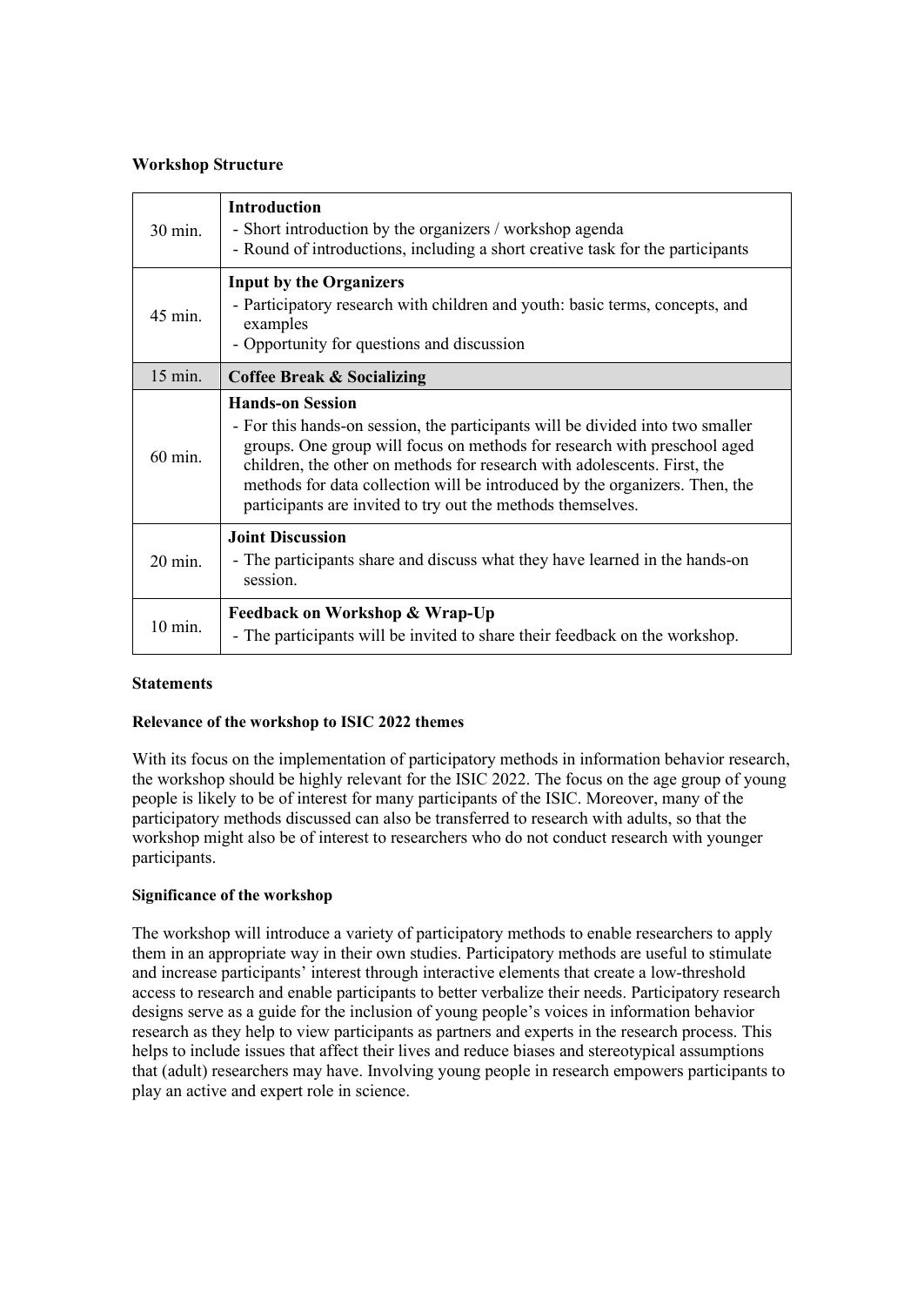**Workshop Structure**

| | |
|---|---|
| 30 min. | **Introduction**<br>- Short introduction by the organizers / workshop agenda<br>- Round of introductions, including a short creative task for the participants |
| 45 min. | **Input by the Organizers**<br>- Participatory research with children and youth: basic terms, concepts, and examples<br>- Opportunity for questions and discussion |
| 15 min. | **Coffee Break & Socializing** |
| 60 min. | **Hands-on Session**<br>- For this hands-on session, the participants will be divided into two smaller groups. One group will focus on methods for research with preschool aged children, the other on methods for research with adolescents. First, the methods for data collection will be introduced by the organizers. Then, the participants are invited to try out the methods themselves. |
| 20 min. | **Joint Discussion**<br>- The participants share and discuss what they have learned in the hands-on session. |
| 10 min. | **Feedback on Workshop & Wrap-Up**<br>- The participants will be invited to share their feedback on the workshop. |

**Statements**

**Relevance of the workshop to ISIC 2022 themes**

With its focus on the implementation of participatory methods in information behavior research, the workshop should be highly relevant for the ISIC 2022. The focus on the age group of young people is likely to be of interest for many participants of the ISIC. Moreover, many of the participatory methods discussed can also be transferred to research with adults, so that the workshop might also be of interest to researchers who do not conduct research with younger participants.

**Significance of the workshop**

The workshop will introduce a variety of participatory methods to enable researchers to apply them in an appropriate way in their own studies. Participatory methods are useful to stimulate and increase participants' interest through interactive elements that create a low-threshold access to research and enable participants to better verbalize their needs. Participatory research designs serve as a guide for the inclusion of young people's voices in information behavior research as they help to view participants as partners and experts in the research process. This helps to include issues that affect their lives and reduce biases and stereotypical assumptions that (adult) researchers may have. Involving young people in research empowers participants to play an active and expert role in science.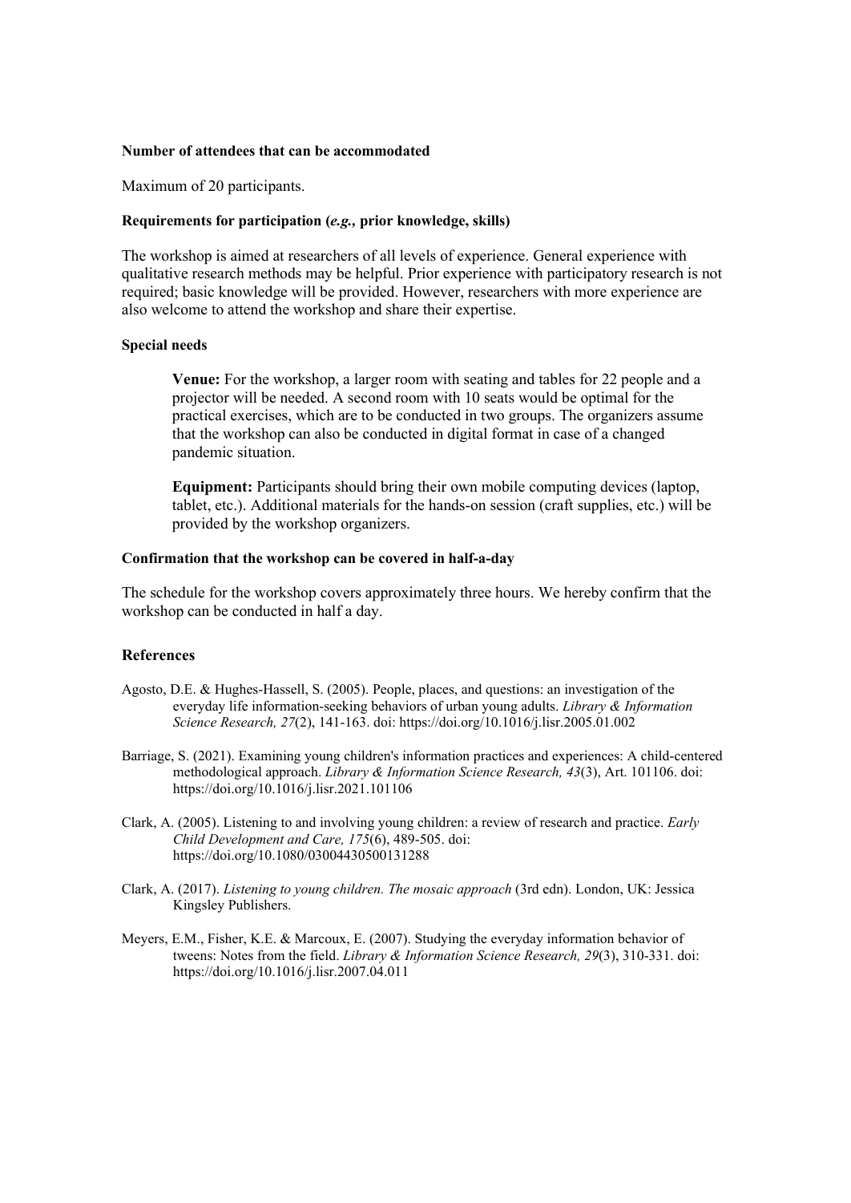**Number of attendees that can be accommodated**

Maximum of 20 participants.

**Requirements for participation (*e.g.,* prior knowledge, skills)**

The workshop is aimed at researchers of all levels of experience. General experience with qualitative research methods may be helpful. Prior experience with participatory research is not required; basic knowledge will be provided. However, researchers with more experience are also welcome to attend the workshop and share their expertise.

**Special needs**

> **Venue:** For the workshop, a larger room with seating and tables for 22 people and a projector will be needed. A second room with 10 seats would be optimal for the practical exercises, which are to be conducted in two groups. The organizers assume that the workshop can also be conducted in digital format in case of a changed pandemic situation.
>
> **Equipment:** Participants should bring their own mobile computing devices (laptop, tablet, etc.). Additional materials for the hands-on session (craft supplies, etc.) will be provided by the workshop organizers.

**Confirmation that the workshop can be covered in half-a-day**

The schedule for the workshop covers approximately three hours. We hereby confirm that the workshop can be conducted in half a day.

## References

Agosto, D.E. & Hughes-Hassell, S. (2005). People, places, and questions: an investigation of the everyday life information-seeking behaviors of urban young adults. *Library & Information Science Research, 27*(2), 141-163. doi: https://doi.org/10.1016/j.lisr.2005.01.002

Barriage, S. (2021). Examining young children's information practices and experiences: A child-centered methodological approach. *Library & Information Science Research, 43*(3), Art. 101106. doi: https://doi.org/10.1016/j.lisr.2021.101106

Clark, A. (2005). Listening to and involving young children: a review of research and practice. *Early Child Development and Care, 175*(6), 489-505. doi: https://doi.org/10.1080/03004430500131288

Clark, A. (2017). *Listening to young children. The mosaic approach* (3rd edn). London, UK: Jessica Kingsley Publishers.

Meyers, E.M., Fisher, K.E. & Marcoux, E. (2007). Studying the everyday information behavior of tweens: Notes from the field. *Library & Information Science Research, 29*(3), 310-331. doi: https://doi.org/10.1016/j.lisr.2007.04.011